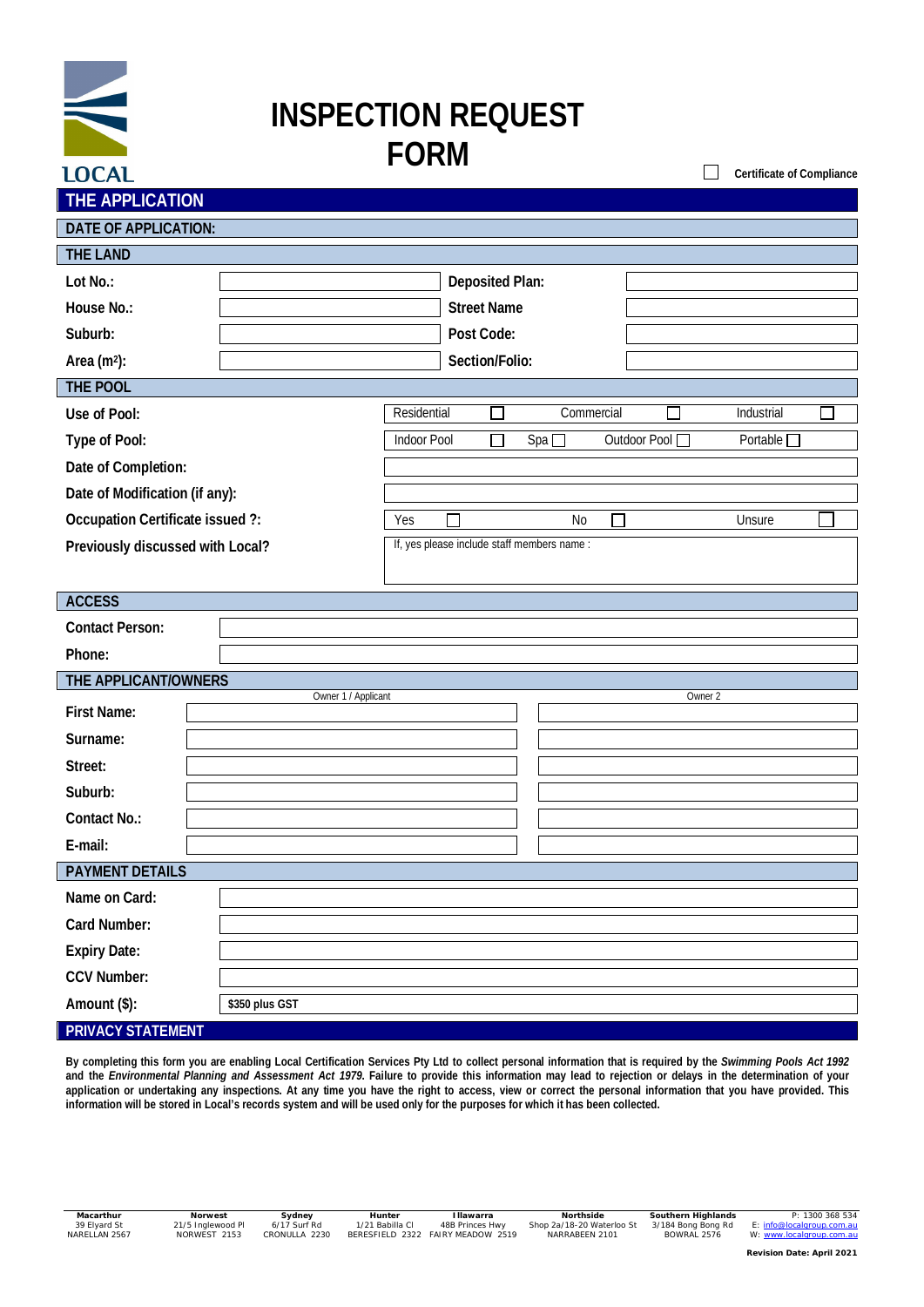LOCAL

# INSPECTION REQUEST FORM

☐ Certificate of Compliance

## THE APPLICATION

**DATE OF APPLICATION:**

### THE LAND

| | | | |
|---|---|---|---|
| **Lot No.:** | | **Deposited Plan:** | |
| **House No.:** | | **Street Name** | |
| **Suburb:** | | **Post Code:** | |
| **Area (m²):** | | **Section/Folio:** | |

### THE POOL

| | | | | |
|---|---|---|---|---|
| **Use of Pool:** | Residential ☐ | Commercial ☐ | | Industrial ☐ |
| **Type of Pool:** | Indoor Pool ☐ | Spa ☐ | Outdoor Pool ☐ | Portable ☐ |
| **Date of Completion:** | | | | |
| **Date of Modification (if any):** | | | | |
| **Occupation Certificate issued ?:** | Yes ☐ | No ☐ | | Unsure ☐ |
| **Previously discussed with Local?** | If, yes please include staff members name : | | | |

### ACCESS

| | |
|---|---|
| **Contact Person:** | |
| **Phone:** | |

### THE APPLICANT/OWNERS

| | Owner 1 / Applicant | Owner 2 |
|---|---|---|
| **First Name:** | | |
| **Surname:** | | |
| **Street:** | | |
| **Suburb:** | | |
| **Contact No.:** | | |
| **E-mail:** | | |

### PAYMENT DETAILS

| | |
|---|---|
| **Name on Card:** | |
| **Card Number:** | |
| **Expiry Date:** | |
| **CCV Number:** | |
| **Amount ($):** | $350 plus GST |

## PRIVACY STATEMENT

**By completing this form you are enabling Local Certification Services Pty Ltd to collect personal information that is required by the *Swimming Pools Act 1992* and the *Environmental Planning and Assessment Act 1979.* Failure to provide this information may lead to rejection or delays in the determination of your application or undertaking any inspections. At any time you have the right to access, view or correct the personal information that you have provided. This information will be stored in Local's records system and will be used only for the purposes for which it has been collected.**

| Macarthur | Norwest | Sydney | Hunter | Illawarra | Northside | Southern Highlands | |
|---|---|---|---|---|---|---|---|
| 39 Elyard St | 21/5 Inglewood Pl | 6/17 Surf Rd | 1/21 Babilla Cl | 48B Princes Hwy | Shop 2a/18-20 Waterloo St | 3/184 Bong Bong Rd | P: 1300 368 534 |
| NARELLAN 2567 | NORWEST 2153 | CRONULLA 2230 | BERESFIELD 2322 | FAIRY MEADOW 2519 | NARRABEEN 2101 | BOWRAL 2576 | E: info@localgroup.com.au |
| | | | | | | | W: www.localgroup.com.au |

**Revision Date: April 2021**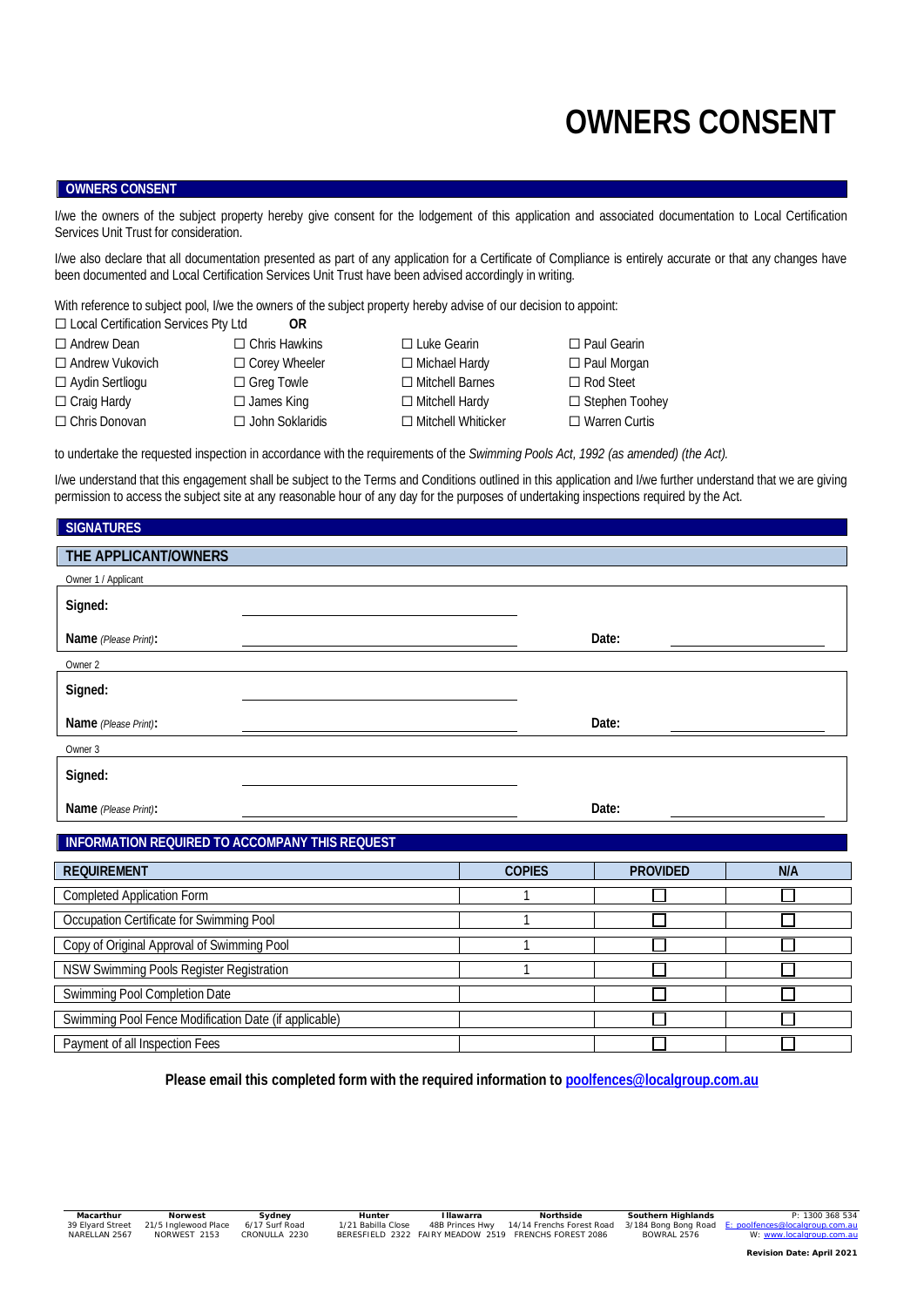# OWNERS CONSENT

## OWNERS CONSENT

I/we the owners of the subject property hereby give consent for the lodgement of this application and associated documentation to Local Certification Services Unit Trust for consideration.

I/we also declare that all documentation presented as part of any application for a Certificate of Compliance is entirely accurate or that any changes have been documented and Local Certification Services Unit Trust have been advised accordingly in writing.

With reference to subject pool, I/we the owners of the subject property hereby advise of our decision to appoint:

☐ Local Certification Services Pty Ltd **OR**

| | | | |
|---|---|---|---|
| ☐ Andrew Dean | ☐ Chris Hawkins | ☐ Luke Gearin | ☐ Paul Gearin |
| ☐ Andrew Vukovich | ☐ Corey Wheeler | ☐ Michael Hardy | ☐ Paul Morgan |
| ☐ Aydin Sertliogu | ☐ Greg Towle | ☐ Mitchell Barnes | ☐ Rod Steet |
| ☐ Craig Hardy | ☐ James King | ☐ Mitchell Hardy | ☐ Stephen Toohey |
| ☐ Chris Donovan | ☐ John Soklaridis | ☐ Mitchell Whiticker | ☐ Warren Curtis |

to undertake the requested inspection in accordance with the requirements of the *Swimming Pools Act, 1992 (as amended) (the Act).*

I/we understand that this engagement shall be subject to the Terms and Conditions outlined in this application and I/we further understand that we are giving permission to access the subject site at any reasonable hour of any day for the purposes of undertaking inspections required by the Act.

## SIGNATURES

### THE APPLICANT/OWNERS

Owner 1 / Applicant

**Signed:** ______________________________

**Name** *(Please Print)***:** ______________________________ **Date:** ____________________

Owner 2

**Signed:** ______________________________

**Name** *(Please Print)***:** ______________________________ **Date:** ____________________

Owner 3

**Signed:** ______________________________

**Name** *(Please Print)***:** ______________________________ **Date:** ____________________

## INFORMATION REQUIRED TO ACCOMPANY THIS REQUEST

| REQUIREMENT | COPIES | PROVIDED | N/A |
|---|---|---|---|
| Completed Application Form | 1 | ☐ | ☐ |
| Occupation Certificate for Swimming Pool | 1 | ☐ | ☐ |
| Copy of Original Approval of Swimming Pool | 1 | ☐ | ☐ |
| NSW Swimming Pools Register Registration | 1 | ☐ | ☐ |
| Swimming Pool Completion Date | | ☐ | ☐ |
| Swimming Pool Fence Modification Date (if applicable) | | ☐ | ☐ |
| Payment of all Inspection Fees | | ☐ | ☐ |

**Please email this completed form with the required information to [poolfences@localgroup.com.au](mailto:poolfences@localgroup.com.au)**

**Macarthur** 39 Elyard Street NARELLAN 2567 | **Norwest** 21/5 Inglewood Place NORWEST 2153 | **Sydney** 6/17 Surf Road CRONULLA 2230 | **Hunter** 1/21 Babilla Close BERESFIELD 2322 | **Illawarra** 48B Princes Hwy FAIRY MEADOW 2519 | **Northside** 14/14 Frenchs Forest Road FRENCHS FOREST 2086 | **Southern Highlands** 3/184 Bong Bong Road BOWRAL 2576 | P: 1300 368 534 E: poolfences@localgroup.com.au W: www.localgroup.com.au

**Revision Date: April 2021**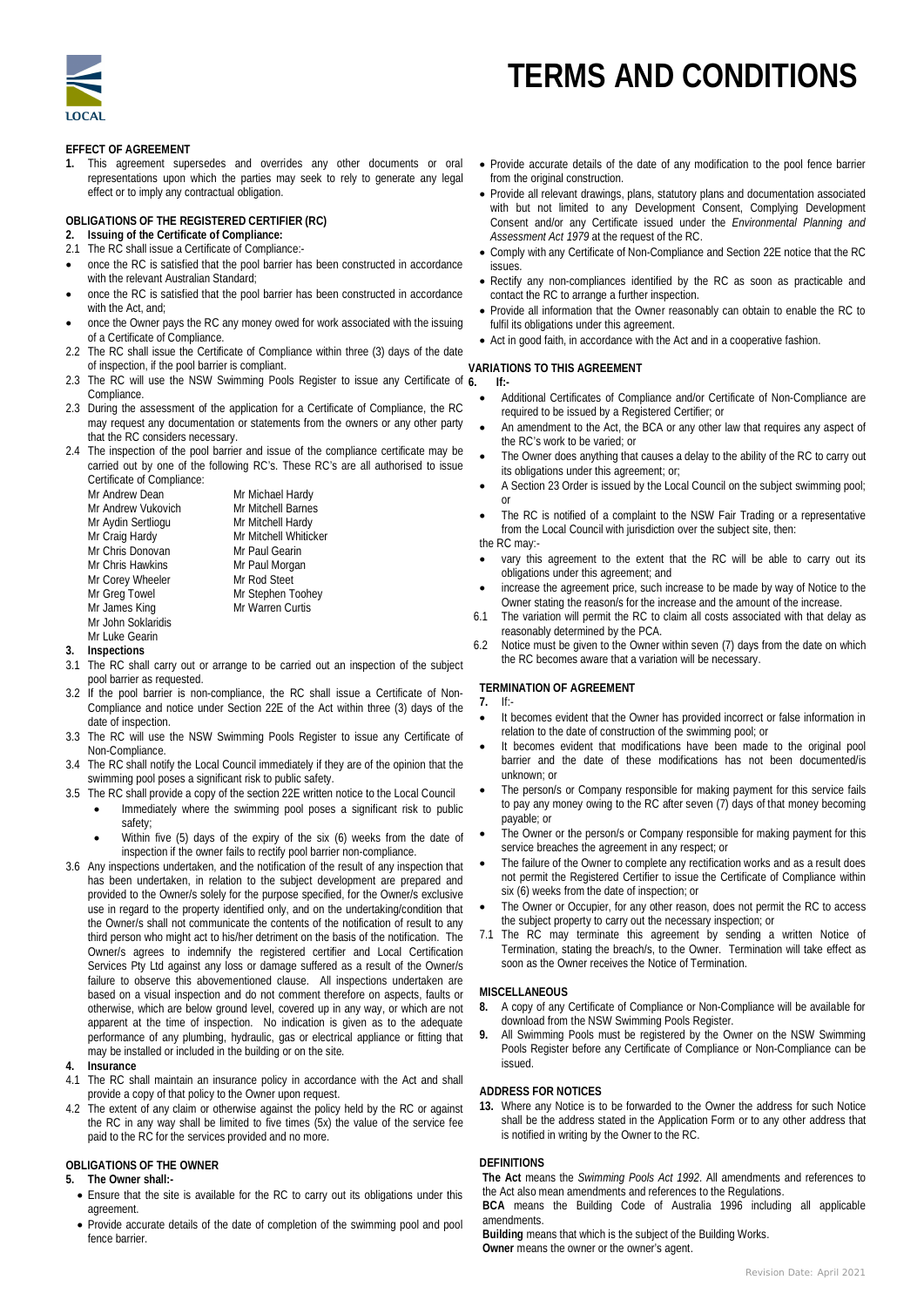# TERMS AND CONDITIONS

**EFFECT OF AGREEMENT**

**1.** This agreement supersedes and overrides any other documents or oral representations upon which the parties may seek to rely to generate any legal effect or to imply any contractual obligation.

**OBLIGATIONS OF THE REGISTERED CERTIFIER (RC)**

**2. Issuing of the Certificate of Compliance:**

2.1 The RC shall issue a Certificate of Compliance:-

- once the RC is satisfied that the pool barrier has been constructed in accordance with the relevant Australian Standard;
- once the RC is satisfied that the pool barrier has been constructed in accordance with the Act, and;
- once the Owner pays the RC any money owed for work associated with the issuing of a Certificate of Compliance.

2.2 The RC shall issue the Certificate of Compliance within three (3) days of the date of inspection, if the pool barrier is compliant.

2.3 The RC will use the NSW Swimming Pools Register to issue any Certificate of Compliance.

2.3 During the assessment of the application for a Certificate of Compliance, the RC may request any documentation or statements from the owners or any other party that the RC considers necessary.

2.4 The inspection of the pool barrier and issue of the compliance certificate may be carried out by one of the following RC's. These RC's are all authorised to issue Certificate of Compliance:

| | |
|---|---|
| Mr Andrew Dean | Mr Michael Hardy |
| Mr Andrew Vukovich | Mr Mitchell Barnes |
| Mr Aydin Sertliogu | Mr Mitchell Hardy |
| Mr Craig Hardy | Mr Mitchell Whiticker |
| Mr Chris Donovan | Mr Paul Gearin |
| Mr Chris Hawkins | Mr Paul Morgan |
| Mr Corey Wheeler | Mr Rod Steet |
| Mr Greg Towel | Mr Stephen Toohey |
| Mr James King | Mr Warren Curtis |
| Mr John Soklaridis | |
| Mr Luke Gearin | |

**3. Inspections**

3.1 The RC shall carry out or arrange to be carried out an inspection of the subject pool barrier as requested.

3.2 If the pool barrier is non-compliance, the RC shall issue a Certificate of Non-Compliance and notice under Section 22E of the Act within three (3) days of the date of inspection.

3.3 The RC will use the NSW Swimming Pools Register to issue any Certificate of Non-Compliance.

3.4 The RC shall notify the Local Council immediately if they are of the opinion that the swimming pool poses a significant risk to public safety.

3.5 The RC shall provide a copy of the section 22E written notice to the Local Council

- Immediately where the swimming pool poses a significant risk to public safety;
- Within five (5) days of the expiry of the six (6) weeks from the date of inspection if the owner fails to rectify pool barrier non-compliance.

3.6 Any inspections undertaken, and the notification of the result of any inspection that has been undertaken, in relation to the subject development are prepared and provided to the Owner/s solely for the purpose specified, for the Owner/s exclusive use in regard to the property identified only, and on the undertaking/condition that the Owner/s shall not communicate the contents of the notification of result to any third person who might act to his/her detriment on the basis of the notification. The Owner/s agrees to indemnify the registered certifier and Local Certification Services Pty Ltd against any loss or damage suffered as a result of the Owner/s failure to observe this abovementioned clause. All inspections undertaken are based on a visual inspection and do not comment therefore on aspects, faults or otherwise, which are below ground level, covered up in any way, or which are not apparent at the time of inspection. No indication is given as to the adequate performance of any plumbing, hydraulic, gas or electrical appliance or fitting that may be installed or included in the building or on the site.

**4. Insurance**

4.1 The RC shall maintain an insurance policy in accordance with the Act and shall provide a copy of that policy to the Owner upon request.

4.2 The extent of any claim or otherwise against the policy held by the RC or against the RC in any way shall be limited to five times (5x) the value of the service fee paid to the RC for the services provided and no more.

**OBLIGATIONS OF THE OWNER**

**5. The Owner shall:-**

- Ensure that the site is available for the RC to carry out its obligations under this agreement.
- Provide accurate details of the date of completion of the swimming pool and pool fence barrier.
- Provide accurate details of the date of any modification to the pool fence barrier from the original construction.
- Provide all relevant drawings, plans, statutory plans and documentation associated with but not limited to any Development Consent, Complying Development Consent and/or any Certificate issued under the *Environmental Planning and Assessment Act 1979* at the request of the RC.
- Comply with any Certificate of Non-Compliance and Section 22E notice that the RC issues.
- Rectify any non-compliances identified by the RC as soon as practicable and contact the RC to arrange a further inspection.
- Provide all information that the Owner reasonably can obtain to enable the RC to fulfil its obligations under this agreement.
- Act in good faith, in accordance with the Act and in a cooperative fashion.

**VARIATIONS TO THIS AGREEMENT**

**6. If:-**

- Additional Certificates of Compliance and/or Certificate of Non-Compliance are required to be issued by a Registered Certifier; or
- An amendment to the Act, the BCA or any other law that requires any aspect of the RC's work to be varied; or
- The Owner does anything that causes a delay to the ability of the RC to carry out its obligations under this agreement; or;
- A Section 23 Order is issued by the Local Council on the subject swimming pool; or
- The RC is notified of a complaint to the NSW Fair Trading or a representative from the Local Council with jurisdiction over the subject site, then:

the RC may:-

- vary this agreement to the extent that the RC will be able to carry out its obligations under this agreement; and
- increase the agreement price, such increase to be made by way of Notice to the Owner stating the reason/s for the increase and the amount of the increase.

6.1 The variation will permit the RC to claim all costs associated with that delay as reasonably determined by the PCA.

6.2 Notice must be given to the Owner within seven (7) days from the date on which the RC becomes aware that a variation will be necessary.

**TERMINATION OF AGREEMENT**

**7.** If:-

- It becomes evident that the Owner has provided incorrect or false information in relation to the date of construction of the swimming pool; or
- It becomes evident that modifications have been made to the original pool barrier and the date of these modifications has not been documented/is unknown; or
- The person/s or Company responsible for making payment for this service fails to pay any money owing to the RC after seven (7) days of that money becoming payable; or
- The Owner or the person/s or Company responsible for making payment for this service breaches the agreement in any respect; or
- The failure of the Owner to complete any rectification works and as a result does not permit the Registered Certifier to issue the Certificate of Compliance within six (6) weeks from the date of inspection; or
- The Owner or Occupier, for any other reason, does not permit the RC to access the subject property to carry out the necessary inspection; or

7.1 The RC may terminate this agreement by sending a written Notice of Termination, stating the breach/s, to the Owner. Termination will take effect as soon as the Owner receives the Notice of Termination.

**MISCELLANEOUS**

**8.** A copy of any Certificate of Compliance or Non-Compliance will be available for download from the NSW Swimming Pools Register.

**9.** All Swimming Pools must be registered by the Owner on the NSW Swimming Pools Register before any Certificate of Compliance or Non-Compliance can be issued.

**ADDRESS FOR NOTICES**

**13.** Where any Notice is to be forwarded to the Owner the address for such Notice shall be the address stated in the Application Form or to any other address that is notified in writing by the Owner to the RC.

**DEFINITIONS**

**The Act** means the *Swimming Pools Act 1992*. All amendments and references to the Act also mean amendments and references to the Regulations.

**BCA** means the Building Code of Australia 1996 including all applicable amendments.

**Building** means that which is the subject of the Building Works.

**Owner** means the owner or the owner's agent.

Revision Date: April 2021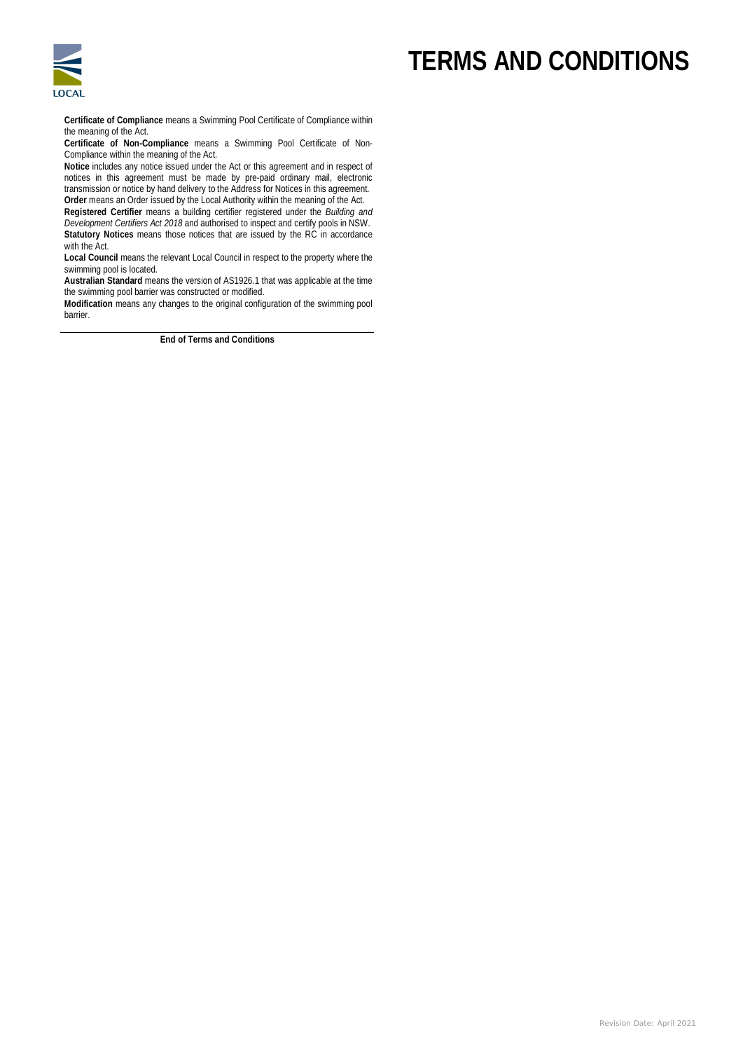# TERMS AND CONDITIONS

**Certificate of Compliance** means a Swimming Pool Certificate of Compliance within the meaning of the Act.

**Certificate of Non-Compliance** means a Swimming Pool Certificate of Non-Compliance within the meaning of the Act.

**Notice** includes any notice issued under the Act or this agreement and in respect of notices in this agreement must be made by pre-paid ordinary mail, electronic transmission or notice by hand delivery to the Address for Notices in this agreement.

**Order** means an Order issued by the Local Authority within the meaning of the Act.

**Registered Certifier** means a building certifier registered under the *Building and Development Certifiers Act 2018* and authorised to inspect and certify pools in NSW.

**Statutory Notices** means those notices that are issued by the RC in accordance with the Act.

**Local Council** means the relevant Local Council in respect to the property where the swimming pool is located.

**Australian Standard** means the version of AS1926.1 that was applicable at the time the swimming pool barrier was constructed or modified.

**Modification** means any changes to the original configuration of the swimming pool barrier.

---

**End of Terms and Conditions**